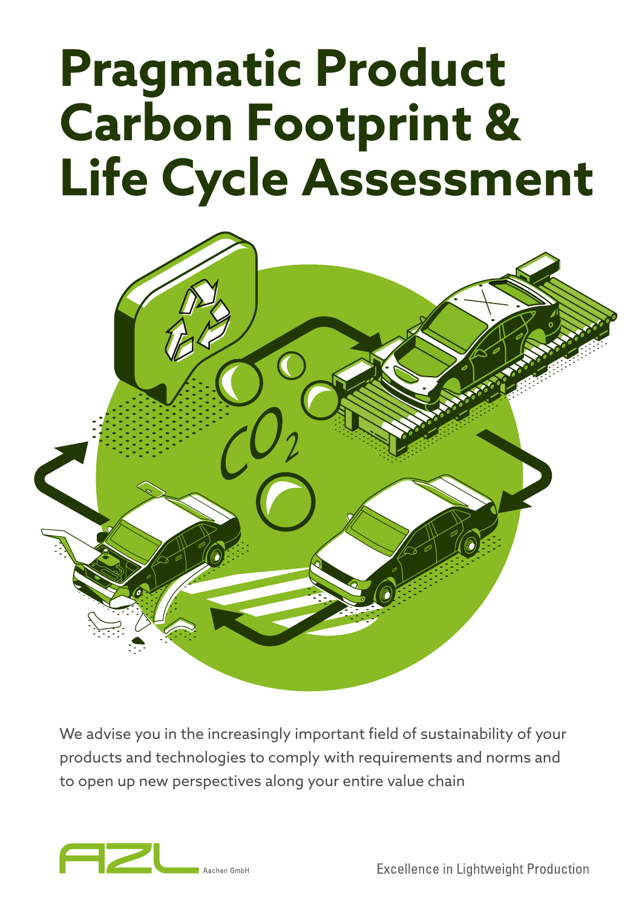# Pragmatic Product Carbon Footprint & Life Cycle Assessment

We advise you in the increasingly important field of sustainability of your products and technologies to comply with requirements and norms and to open up new perspectives along your entire value chain

AZL Aachen GmbH

Excellence in Lightweight Production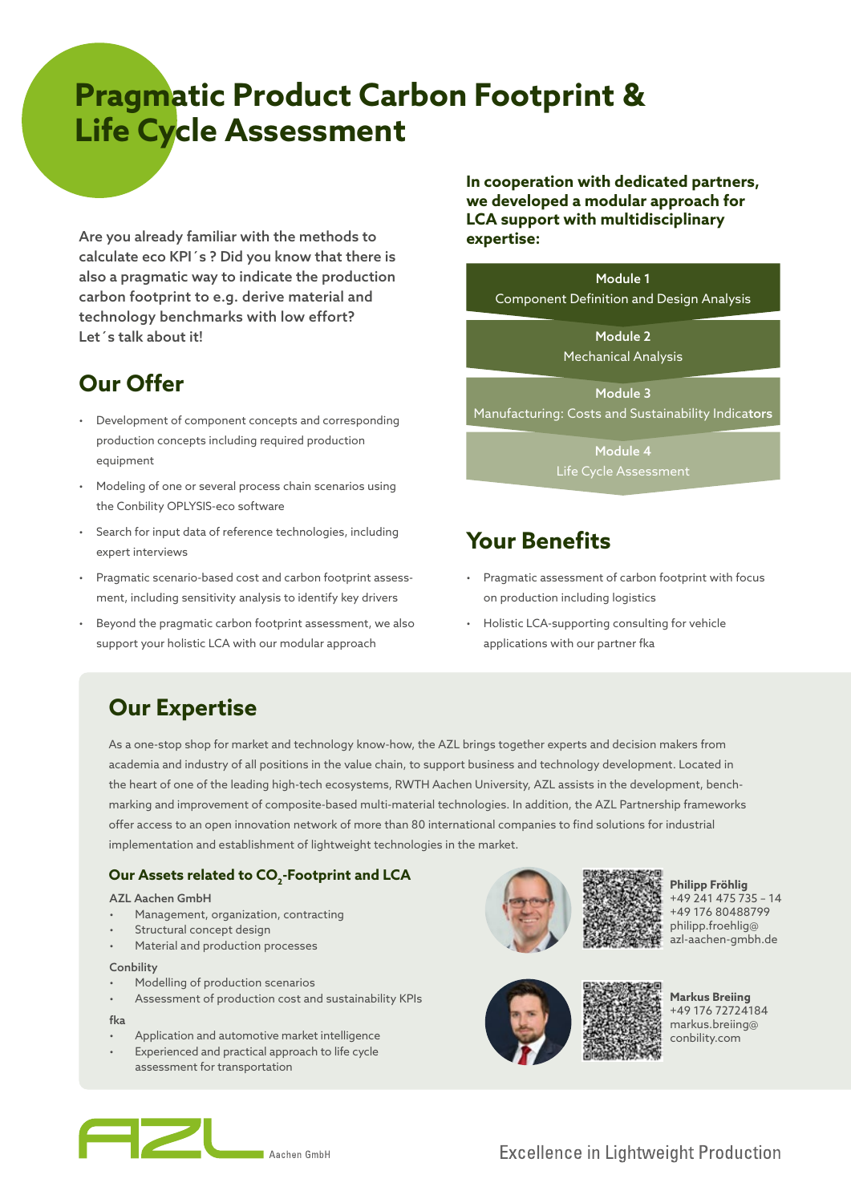# Pragmatic Product Carbon Footprint & Life Cycle Assessment

Are you already familiar with the methods to calculate eco KPI´s ? Did you know that there is also a pragmatic way to indicate the production carbon footprint to e.g. derive material and technology benchmarks with low effort? Let´s talk about it!

## Our Offer

- Development of component concepts and corresponding production concepts including required production equipment
- Modeling of one or several process chain scenarios using the Conbility OPLYSIS-eco software
- Search for input data of reference technologies, including expert interviews
- Pragmatic scenario-based cost and carbon footprint assessment, including sensitivity analysis to identify key drivers
- Beyond the pragmatic carbon footprint assessment, we also support your holistic LCA with our modular approach

**In cooperation with dedicated partners, we developed a modular approach for LCA support with multidisciplinary expertise:**

**Module 1**
Component Definition and Design Analysis

**Module 2**
Mechanical Analysis

**Module 3**
Manufacturing: Costs and Sustainability Indicators

**Module 4**
Life Cycle Assessment

## Your Benefits

- Pragmatic assessment of carbon footprint with focus on production including logistics
- Holistic LCA-supporting consulting for vehicle applications with our partner fka

## Our Expertise

As a one-stop shop for market and technology know-how, the AZL brings together experts and decision makers from academia and industry of all positions in the value chain, to support business and technology development. Located in the heart of one of the leading high-tech ecosystems, RWTH Aachen University, AZL assists in the development, benchmarking and improvement of composite-based multi-material technologies. In addition, the AZL Partnership frameworks offer access to an open innovation network of more than 80 international companies to find solutions for industrial implementation and establishment of lightweight technologies in the market.

### Our Assets related to $CO_2$-Footprint and LCA

AZL Aachen GmbH
- Management, organization, contracting
- Structural concept design
- Material and production processes

Conbility
- Modelling of production scenarios
- Assessment of production cost and sustainability KPIs

fka
- Application and automotive market intelligence
- Experienced and practical approach to life cycle assessment for transportation

**Philipp Fröhlig**
+49 241 475 735 - 14
+49 176 80488799
philipp.froehlig@azl-aachen-gmbh.de

**Markus Breiing**
+49 176 72724184
markus.breiing@conbility.com

AZL Aachen GmbH

Excellence in Lightweight Production